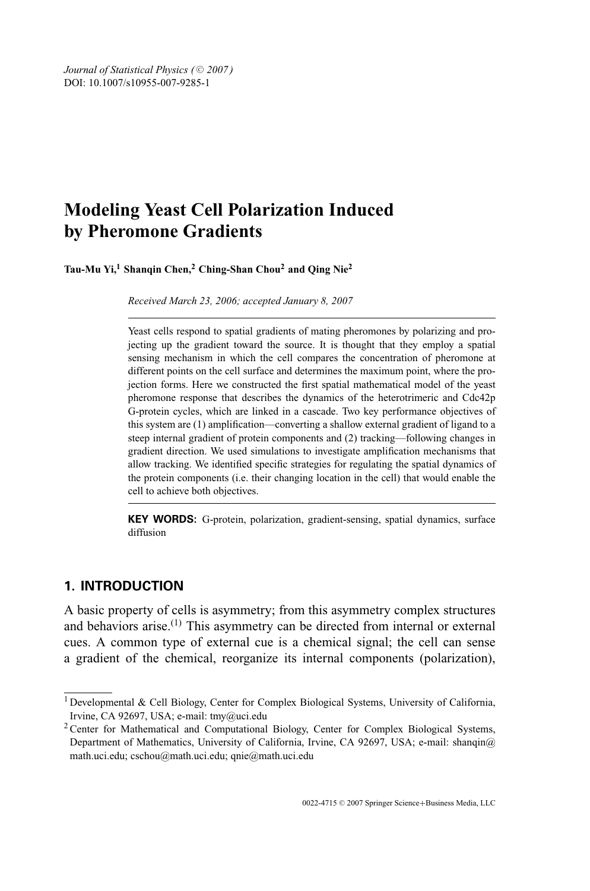Journal of Statistical Physics (© 2007)
DOI: 10.1007/s10955-007-9285-1

# Modeling Yeast Cell Polarization Induced by Pheromone Gradients

**Tau-Mu Yi,[1] Shanqin Chen,[2] Ching-Shan Chou[2] and Qing Nie[2]**

*Received March 23, 2006; accepted January 8, 2007*

---

Yeast cells respond to spatial gradients of mating pheromones by polarizing and projecting up the gradient toward the source. It is thought that they employ a spatial sensing mechanism in which the cell compares the concentration of pheromone at different points on the cell surface and determines the maximum point, where the projection forms. Here we constructed the first spatial mathematical model of the yeast pheromone response that describes the dynamics of the heterotrimeric and Cdc42p G-protein cycles, which are linked in a cascade. Two key performance objectives of this system are (1) amplification—converting a shallow external gradient of ligand to a steep internal gradient of protein components and (2) tracking—following changes in gradient direction. We used simulations to investigate amplification mechanisms that allow tracking. We identified specific strategies for regulating the spatial dynamics of the protein components (i.e. their changing location in the cell) that would enable the cell to achieve both objectives.

---

**KEY WORDS:** G-protein, polarization, gradient-sensing, spatial dynamics, surface diffusion

## 1. INTRODUCTION

A basic property of cells is asymmetry; from this asymmetry complex structures and behaviors arise.[1] This asymmetry can be directed from internal or external cues. A common type of external cue is a chemical signal; the cell can sense a gradient of the chemical, reorganize its internal components (polarization),

---

[1] Developmental & Cell Biology, Center for Complex Biological Systems, University of California, Irvine, CA 92697, USA; e-mail: tmy@uci.edu

[2] Center for Mathematical and Computational Biology, Center for Complex Biological Systems, Department of Mathematics, University of California, Irvine, CA 92697, USA; e-mail: shanqin@math.uci.edu; cschou@math.uci.edu; qnie@math.uci.edu

0022-4715 © 2007 Springer Science+Business Media, LLC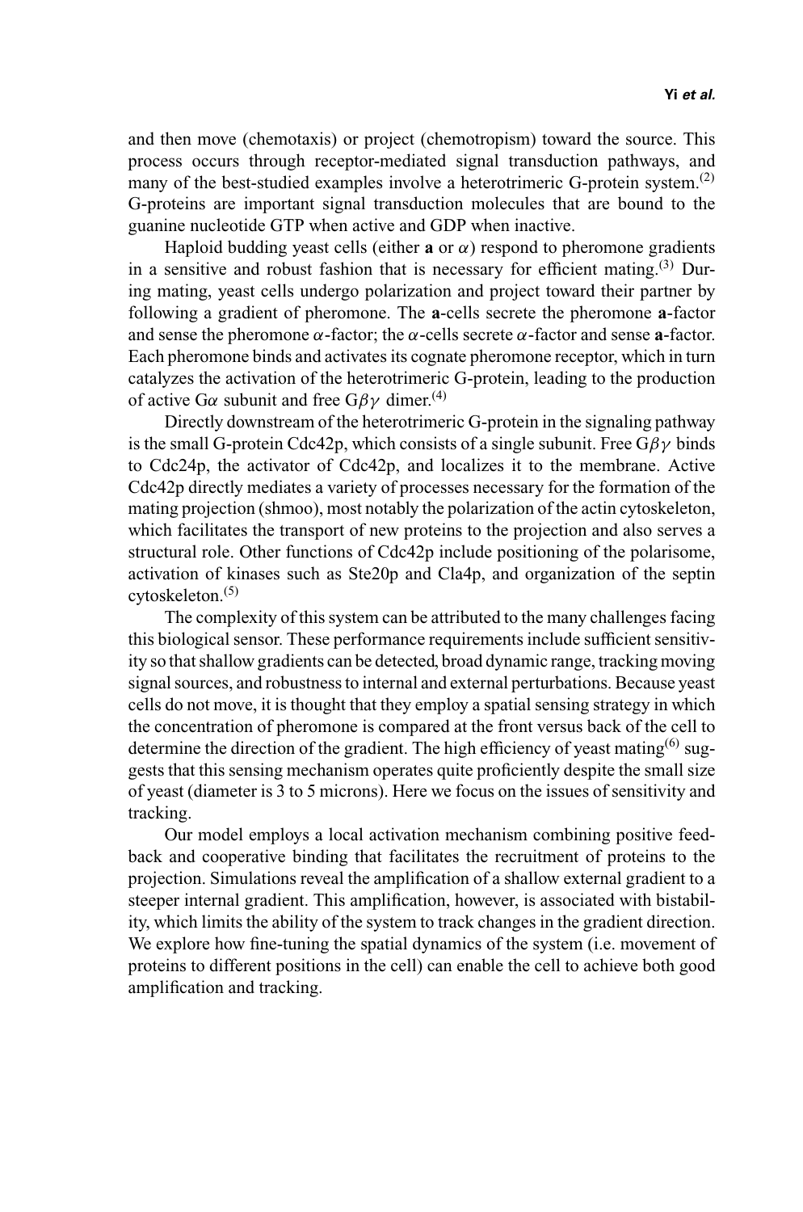and then move (chemotaxis) or project (chemotropism) toward the source. This process occurs through receptor-mediated signal transduction pathways, and many of the best-studied examples involve a heterotrimeric G-protein system.[2] G-proteins are important signal transduction molecules that are bound to the guanine nucleotide GTP when active and GDP when inactive.

Haploid budding yeast cells (either **a** or $\alpha$) respond to pheromone gradients in a sensitive and robust fashion that is necessary for efficient mating.[3] During mating, yeast cells undergo polarization and project toward their partner by following a gradient of pheromone. The **a**-cells secrete the pheromone **a**-factor and sense the pheromone $\alpha$-factor; the $\alpha$-cells secrete $\alpha$-factor and sense **a**-factor. Each pheromone binds and activates its cognate pheromone receptor, which in turn catalyzes the activation of the heterotrimeric G-protein, leading to the production of active G$\alpha$ subunit and free G$\beta\gamma$ dimer.[4]

Directly downstream of the heterotrimeric G-protein in the signaling pathway is the small G-protein Cdc42p, which consists of a single subunit. Free G$\beta\gamma$ binds to Cdc24p, the activator of Cdc42p, and localizes it to the membrane. Active Cdc42p directly mediates a variety of processes necessary for the formation of the mating projection (shmoo), most notably the polarization of the actin cytoskeleton, which facilitates the transport of new proteins to the projection and also serves a structural role. Other functions of Cdc42p include positioning of the polarisome, activation of kinases such as Ste20p and Cla4p, and organization of the septin cytoskeleton.[5]

The complexity of this system can be attributed to the many challenges facing this biological sensor. These performance requirements include sufficient sensitivity so that shallow gradients can be detected, broad dynamic range, tracking moving signal sources, and robustness to internal and external perturbations. Because yeast cells do not move, it is thought that they employ a spatial sensing strategy in which the concentration of pheromone is compared at the front versus back of the cell to determine the direction of the gradient. The high efficiency of yeast mating[6] suggests that this sensing mechanism operates quite proficiently despite the small size of yeast (diameter is 3 to 5 microns). Here we focus on the issues of sensitivity and tracking.

Our model employs a local activation mechanism combining positive feedback and cooperative binding that facilitates the recruitment of proteins to the projection. Simulations reveal the amplification of a shallow external gradient to a steeper internal gradient. This amplification, however, is associated with bistability, which limits the ability of the system to track changes in the gradient direction. We explore how fine-tuning the spatial dynamics of the system (i.e. movement of proteins to different positions in the cell) can enable the cell to achieve both good amplification and tracking.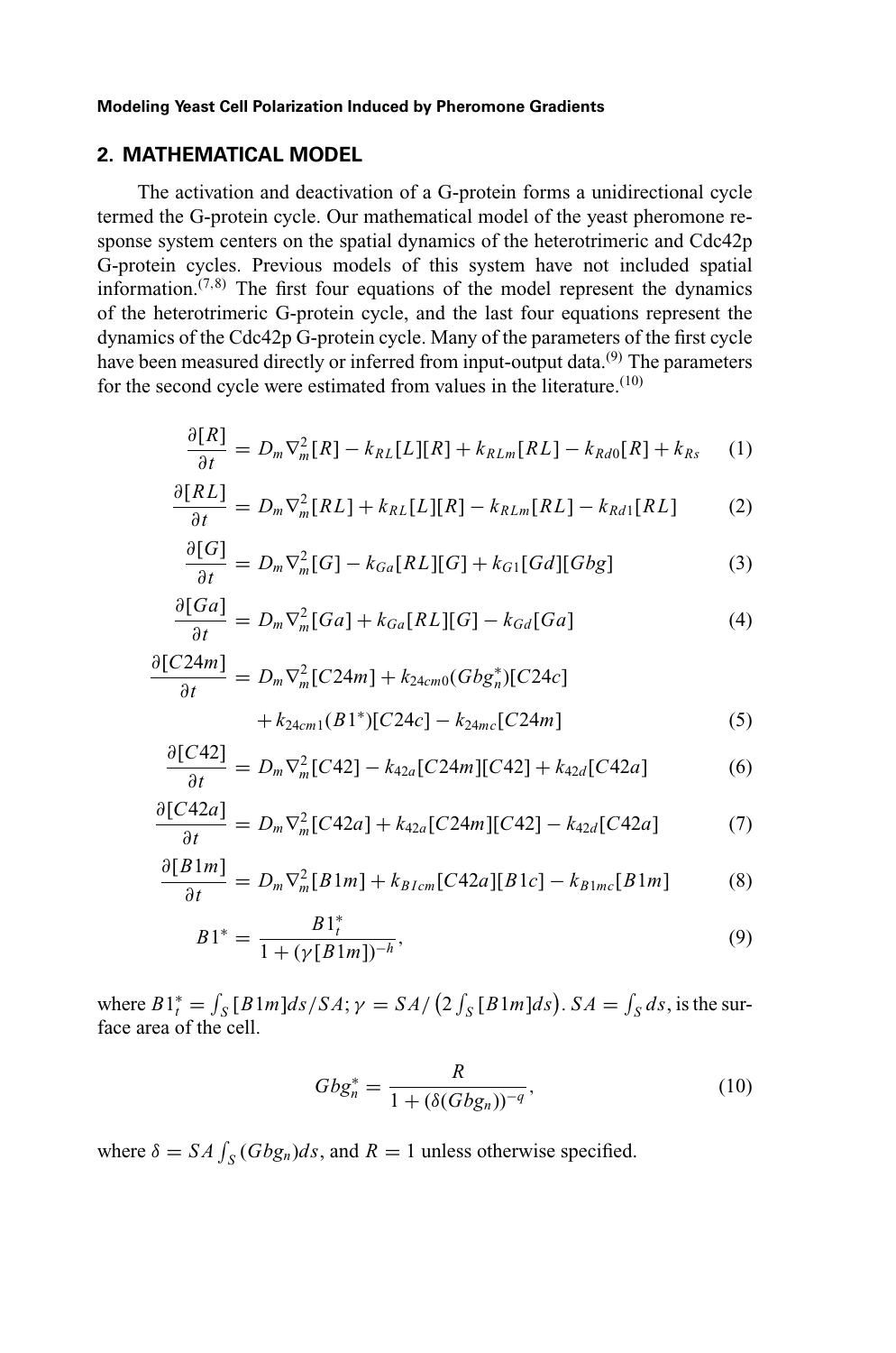## 2. MATHEMATICAL MODEL

The activation and deactivation of a G-protein forms a unidirectional cycle termed the G-protein cycle. Our mathematical model of the yeast pheromone response system centers on the spatial dynamics of the heterotrimeric and Cdc42p G-protein cycles. Previous models of this system have not included spatial information.[7,8] The first four equations of the model represent the dynamics of the heterotrimeric G-protein cycle, and the last four equations represent the dynamics of the Cdc42p G-protein cycle. Many of the parameters of the first cycle have been measured directly or inferred from input-output data.[9] The parameters for the second cycle were estimated from values in the literature.[10]

$$\frac{\partial[R]}{\partial t} = D_m \nabla_m^2 [R] - k_{RL}[L][R] + k_{RLm}[RL] - k_{Rd0}[R] + k_{Rs} \tag{1}$$

$$\frac{\partial[RL]}{\partial t} = D_m \nabla_m^2 [RL] + k_{RL}[L][R] - k_{RLm}[RL] - k_{Rd1}[RL] \tag{2}$$

$$\frac{\partial[G]}{\partial t} = D_m \nabla_m^2 [G] - k_{Ga}[RL][G] + k_{G1}[Gd][Gbg] \tag{3}$$

$$\frac{\partial[Ga]}{\partial t} = D_m \nabla_m^2 [Ga] + k_{Ga}[RL][G] - k_{Gd}[Ga] \tag{4}$$

$$\begin{aligned}\frac{\partial[C24m]}{\partial t} = {} & D_m \nabla_m^2 [C24m] + k_{24cm0}(Gbg_n^*)[C24c] \\ & + k_{24cm1}(B1^*)[C24c] - k_{24mc}[C24m]\end{aligned} \tag{5}$$

$$\frac{\partial[C42]}{\partial t} = D_m \nabla_m^2 [C42] - k_{42a}[C24m][C42] + k_{42d}[C42a] \tag{6}$$

$$\frac{\partial[C42a]}{\partial t} = D_m \nabla_m^2 [C42a] + k_{42a}[C24m][C42] - k_{42d}[C42a] \tag{7}$$

$$\frac{\partial[B1m]}{\partial t} = D_m \nabla_m^2 [B1m] + k_{B1cm}[C42a][B1c] - k_{B1mc}[B1m] \tag{8}$$

$$B1^* = \frac{B1_t^*}{1 + (\gamma[B1m])^{-h}}, \tag{9}$$

where $B1_t^* = \int_S [B1m]ds/SA$; $\gamma = SA/\left(2\int_S [B1m]ds\right)$. $SA = \int_S ds$, is the surface area of the cell.

$$Gbg_n^* = \frac{R}{1 + (\delta(Gbg_n))^{-q}}, \tag{10}$$

where $\delta = SA \int_S (Gbg_n)ds$, and $R = 1$ unless otherwise specified.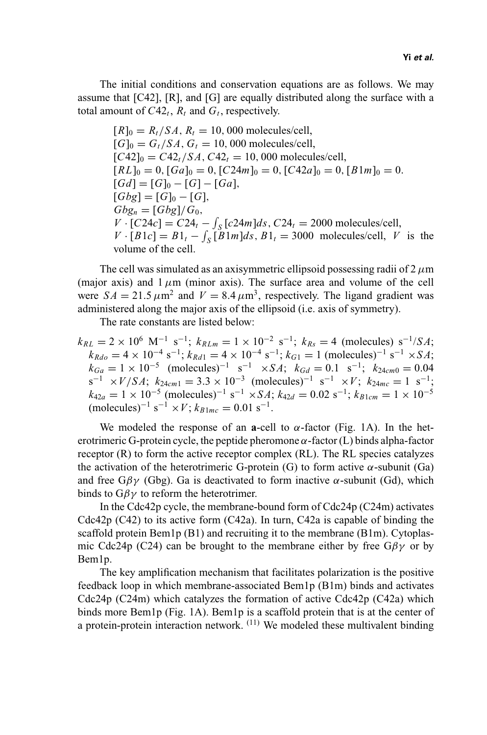The initial conditions and conservation equations are as follows. We may assume that [C42], [R], and [G] are equally distributed along the surface with a total amount of $C42_t$, $R_t$ and $G_t$, respectively.

$[R]_0 = R_t/SA$, $R_t = 10,000$ molecules/cell,
$[G]_0 = G_t/SA$, $G_t = 10,000$ molecules/cell,
$[C42]_0 = C42_t/SA$, $C42_t = 10,000$ molecules/cell,
$[RL]_0 = 0, [Ga]_0 = 0, [C24m]_0 = 0, [C42a]_0 = 0, [B1m]_0 = 0.$
$[Gd] = [G]_0 - [G] - [Ga]$,
$[Gbg] = [G]_0 - [G]$,
$Gbg_n = [Gbg]/G_0$,
$V \cdot [C24c] = C24_t - \int_S [c24m]ds$, $C24_t = 2000$ molecules/cell,
$V \cdot [B1c] = B1_t - \int_S [B1m]ds$, $B1_t = 3000$ molecules/cell, $V$ is the volume of the cell.

The cell was simulated as an axisymmetric ellipsoid possessing radii of 2 $\mu$m (major axis) and 1 $\mu$m (minor axis). The surface area and volume of the cell were $SA = 21.5\,\mu\text{m}^2$ and $V = 8.4\,\mu\text{m}^3$, respectively. The ligand gradient was administered along the major axis of the ellipsoid (i.e. axis of symmetry).

The rate constants are listed below:

$k_{RL} = 2 \times 10^6$ M$^{-1}$ s$^{-1}$; $k_{RLm} = 1 \times 10^{-2}$ s$^{-1}$; $k_{Rs} = 4$ (molecules) s$^{-1}/SA$; $k_{Rdo} = 4 \times 10^{-4}$ s$^{-1}$; $k_{Rd1} = 4 \times 10^{-4}$ s$^{-1}$; $k_{G1} = 1$ (molecules)$^{-1}$ s$^{-1}$ $\times SA$; $k_{Ga} = 1 \times 10^{-5}$ (molecules)$^{-1}$ s$^{-1}$ $\times SA$; $k_{Gd} = 0.1$ s$^{-1}$; $k_{24cm0} = 0.04$ s$^{-1}$ $\times V/SA$; $k_{24cm1} = 3.3 \times 10^{-3}$ (molecules)$^{-1}$ s$^{-1}$ $\times V$; $k_{24mc} = 1$ s$^{-1}$; $k_{42a} = 1 \times 10^{-5}$ (molecules)$^{-1}$ s$^{-1}$ $\times SA$; $k_{42d} = 0.02$ s$^{-1}$; $k_{B1cm} = 1 \times 10^{-5}$ (molecules)$^{-1}$ s$^{-1}$ $\times V$; $k_{B1mc} = 0.01$ s$^{-1}$.

We modeled the response of an **a**-cell to $\alpha$-factor (Fig. 1A). In the heterotrimeric G-protein cycle, the peptide pheromone $\alpha$-factor (L) binds alpha-factor receptor (R) to form the active receptor complex (RL). The RL species catalyzes the activation of the heterotrimeric G-protein (G) to form active $\alpha$-subunit (Ga) and free G$\beta\gamma$ (Gbg). Ga is deactivated to form inactive $\alpha$-subunit (Gd), which binds to G$\beta\gamma$ to reform the heterotrimer.

In the Cdc42p cycle, the membrane-bound form of Cdc24p (C24m) activates Cdc42p (C42) to its active form (C42a). In turn, C42a is capable of binding the scaffold protein Bem1p (B1) and recruiting it to the membrane (B1m). Cytoplasmic Cdc24p (C24) can be brought to the membrane either by free G$\beta\gamma$ or by Bem1p.

The key amplification mechanism that facilitates polarization is the positive feedback loop in which membrane-associated Bem1p (B1m) binds and activates Cdc24p (C24m) which catalyzes the formation of active Cdc42p (C42a) which binds more Bem1p (Fig. 1A). Bem1p is a scaffold protein that is at the center of a protein-protein interaction network. [11] We modeled these multivalent binding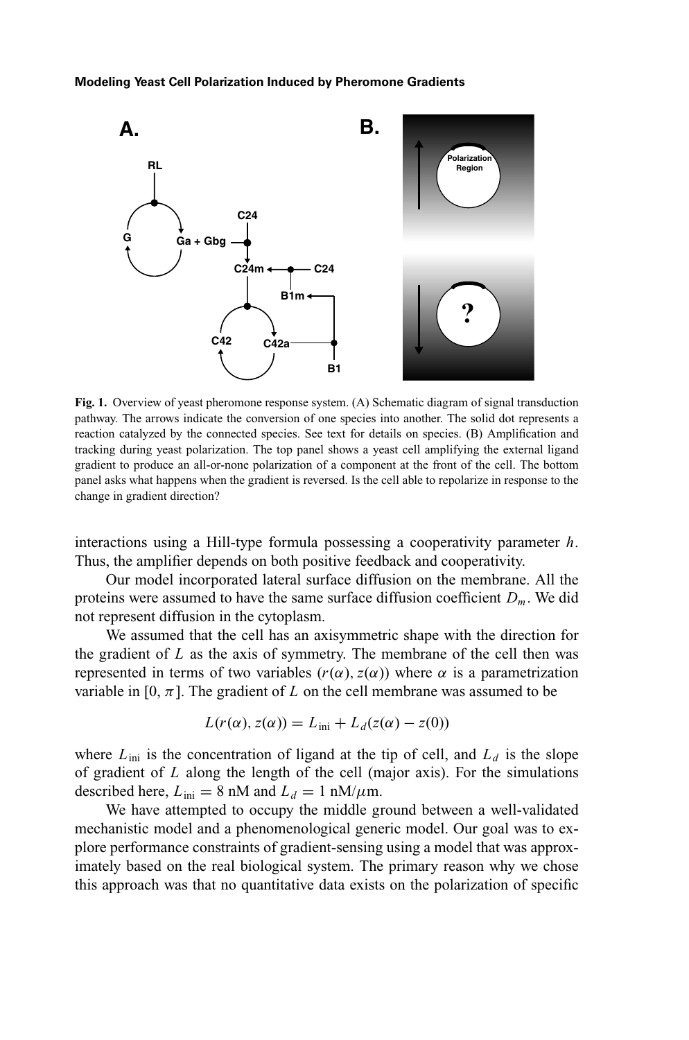**Fig. 1.** Overview of yeast pheromone response system. (A) Schematic diagram of signal transduction pathway. The arrows indicate the conversion of one species into another. The solid dot represents a reaction catalyzed by the connected species. See text for details on species. (B) Amplification and tracking during yeast polarization. The top panel shows a yeast cell amplifying the external ligand gradient to produce an all-or-none polarization of a component at the front of the cell. The bottom panel asks what happens when the gradient is reversed. Is the cell able to repolarize in response to the change in gradient direction?

interactions using a Hill-type formula possessing a cooperativity parameter $h$. Thus, the amplifier depends on both positive feedback and cooperativity.

Our model incorporated lateral surface diffusion on the membrane. All the proteins were assumed to have the same surface diffusion coefficient $D_m$. We did not represent diffusion in the cytoplasm.

We assumed that the cell has an axisymmetric shape with the direction for the gradient of $L$ as the axis of symmetry. The membrane of the cell then was represented in terms of two variables $(r(\alpha), z(\alpha))$ where $\alpha$ is a parametrization variable in $[0, \pi]$. The gradient of $L$ on the cell membrane was assumed to be

$$L(r(\alpha), z(\alpha)) = L_{\text{ini}} + L_d(z(\alpha) - z(0))$$

where $L_{\text{ini}}$ is the concentration of ligand at the tip of cell, and $L_d$ is the slope of gradient of $L$ along the length of the cell (major axis). For the simulations described here, $L_{\text{ini}} = 8$ nM and $L_d = 1$ nM/$\mu$m.

We have attempted to occupy the middle ground between a well-validated mechanistic model and a phenomenological generic model. Our goal was to explore performance constraints of gradient-sensing using a model that was approximately based on the real biological system. The primary reason why we chose this approach was that no quantitative data exists on the polarization of specific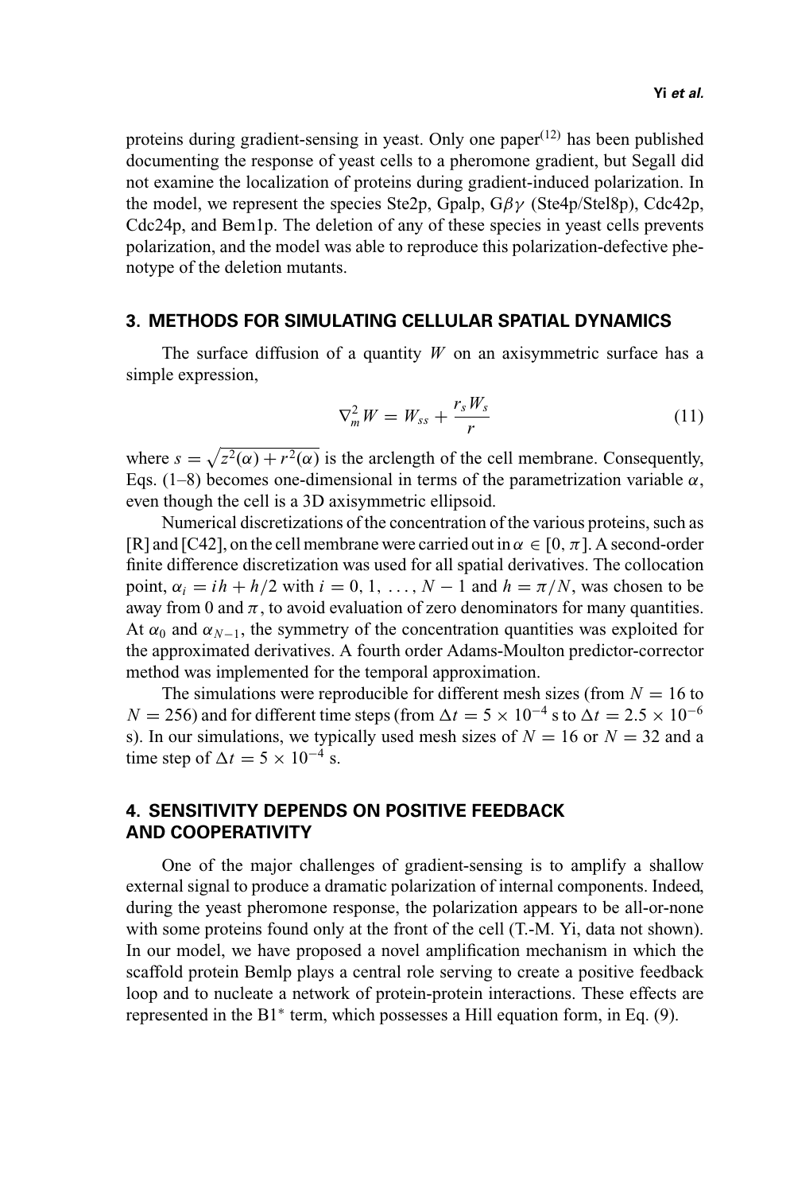proteins during gradient-sensing in yeast. Only one paper[12] has been published documenting the response of yeast cells to a pheromone gradient, but Segall did not examine the localization of proteins during gradient-induced polarization. In the model, we represent the species Ste2p, Gpalp, G$\beta\gamma$ (Ste4p/Stel8p), Cdc42p, Cdc24p, and Bem1p. The deletion of any of these species in yeast cells prevents polarization, and the model was able to reproduce this polarization-defective phenotype of the deletion mutants.

## 3. METHODS FOR SIMULATING CELLULAR SPATIAL DYNAMICS

The surface diffusion of a quantity $W$ on an axisymmetric surface has a simple expression,

$$\nabla_m^2 W = W_{ss} + \frac{r_s W_s}{r} \tag{11}$$

where $s = \sqrt{z^2(\alpha) + r^2(\alpha)}$ is the arclength of the cell membrane. Consequently, Eqs. (1–8) becomes one-dimensional in terms of the parametrization variable $\alpha$, even though the cell is a 3D axisymmetric ellipsoid.

Numerical discretizations of the concentration of the various proteins, such as [R] and [C42], on the cell membrane were carried out in $\alpha \in [0, \pi]$. A second-order finite difference discretization was used for all spatial derivatives. The collocation point, $\alpha_i = ih + h/2$ with $i = 0, 1, \ldots, N-1$ and $h = \pi/N$, was chosen to be away from 0 and $\pi$, to avoid evaluation of zero denominators for many quantities. At $\alpha_0$ and $\alpha_{N-1}$, the symmetry of the concentration quantities was exploited for the approximated derivatives. A fourth order Adams-Moulton predictor-corrector method was implemented for the temporal approximation.

The simulations were reproducible for different mesh sizes (from $N = 16$ to $N = 256$) and for different time steps (from $\Delta t = 5 \times 10^{-4}$ s to $\Delta t = 2.5 \times 10^{-6}$ s). In our simulations, we typically used mesh sizes of $N = 16$ or $N = 32$ and a time step of $\Delta t = 5 \times 10^{-4}$ s.

## 4. SENSITIVITY DEPENDS ON POSITIVE FEEDBACK AND COOPERATIVITY

One of the major challenges of gradient-sensing is to amplify a shallow external signal to produce a dramatic polarization of internal components. Indeed, during the yeast pheromone response, the polarization appears to be all-or-none with some proteins found only at the front of the cell (T.-M. Yi, data not shown). In our model, we have proposed a novel amplification mechanism in which the scaffold protein Bemlp plays a central role serving to create a positive feedback loop and to nucleate a network of protein-protein interactions. These effects are represented in the B1* term, which possesses a Hill equation form, in Eq. (9).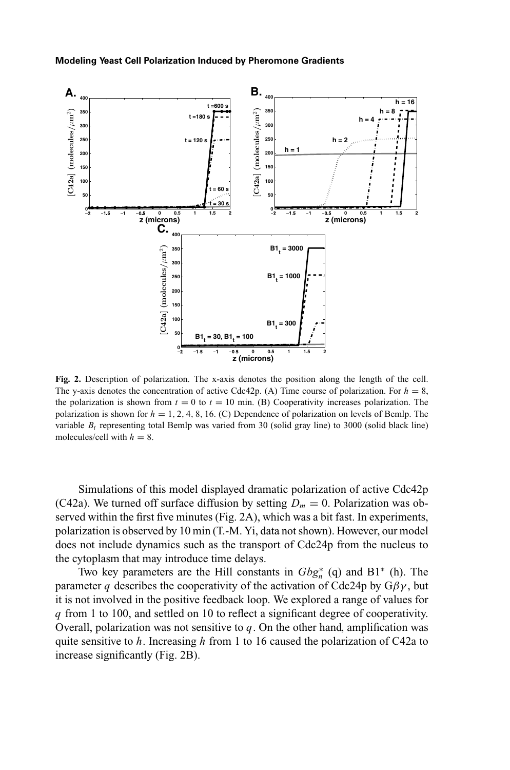**Fig. 2.** Description of polarization. The x-axis denotes the position along the length of the cell. The y-axis denotes the concentration of active Cdc42p. (A) Time course of polarization. For $h = 8$, the polarization is shown from $t = 0$ to $t = 10$ min. (B) Cooperativity increases polarization. The polarization is shown for $h = 1, 2, 4, 8, 16$. (C) Dependence of polarization on levels of Bemlp. The variable $B_t$ representing total Bemlp was varied from 30 (solid gray line) to 3000 (solid black line) molecules/cell with $h = 8$.

Simulations of this model displayed dramatic polarization of active Cdc42p (C42a). We turned off surface diffusion by setting $D_m = 0$. Polarization was observed within the first five minutes (Fig. 2A), which was a bit fast. In experiments, polarization is observed by 10 min (T.-M. Yi, data not shown). However, our model does not include dynamics such as the transport of Cdc24p from the nucleus to the cytoplasm that may introduce time delays.

Two key parameters are the Hill constants in $Gbg_n^*$ (q) and B1* (h). The parameter $q$ describes the cooperativity of the activation of Cdc24p by $G\beta\gamma$, but it is not involved in the positive feedback loop. We explored a range of values for $q$ from 1 to 100, and settled on 10 to reflect a significant degree of cooperativity. Overall, polarization was not sensitive to $q$. On the other hand, amplification was quite sensitive to $h$. Increasing $h$ from 1 to 16 caused the polarization of C42a to increase significantly (Fig. 2B).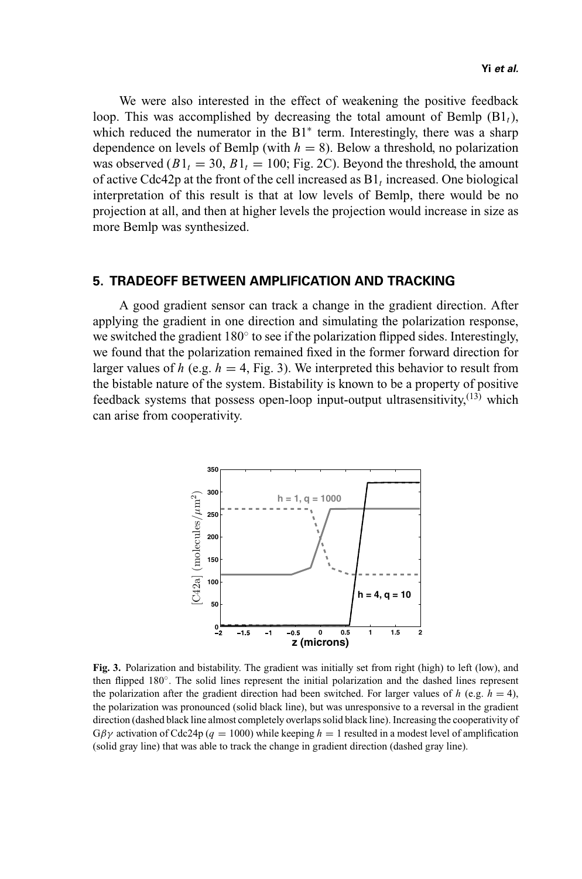We were also interested in the effect of weakening the positive feedback loop. This was accomplished by decreasing the total amount of Bemlp ($B1_t$), which reduced the numerator in the $B1^*$ term. Interestingly, there was a sharp dependence on levels of Bemlp (with $h = 8$). Below a threshold, no polarization was observed ($B1_t = 30$, $B1_t = 100$; Fig. 2C). Beyond the threshold, the amount of active Cdc42p at the front of the cell increased as $B1_t$ increased. One biological interpretation of this result is that at low levels of Bemlp, there would be no projection at all, and then at higher levels the projection would increase in size as more Bemlp was synthesized.

## 5. TRADEOFF BETWEEN AMPLIFICATION AND TRACKING

A good gradient sensor can track a change in the gradient direction. After applying the gradient in one direction and simulating the polarization response, we switched the gradient 180° to see if the polarization flipped sides. Interestingly, we found that the polarization remained fixed in the former forward direction for larger values of $h$ (e.g. $h = 4$, Fig. 3). We interpreted this behavior to result from the bistable nature of the system. Bistability is known to be a property of positive feedback systems that possess open-loop input-output ultrasensitivity,[13] which can arise from cooperativity.

**Fig. 3.** Polarization and bistability. The gradient was initially set from right (high) to left (low), and then flipped 180°. The solid lines represent the initial polarization and the dashed lines represent the polarization after the gradient direction had been switched. For larger values of $h$ (e.g. $h = 4$), the polarization was pronounced (solid black line), but was unresponsive to a reversal in the gradient direction (dashed black line almost completely overlaps solid black line). Increasing the cooperativity of $G\beta\gamma$ activation of Cdc24p ($q = 1000$) while keeping $h = 1$ resulted in a modest level of amplification (solid gray line) that was able to track the change in gradient direction (dashed gray line).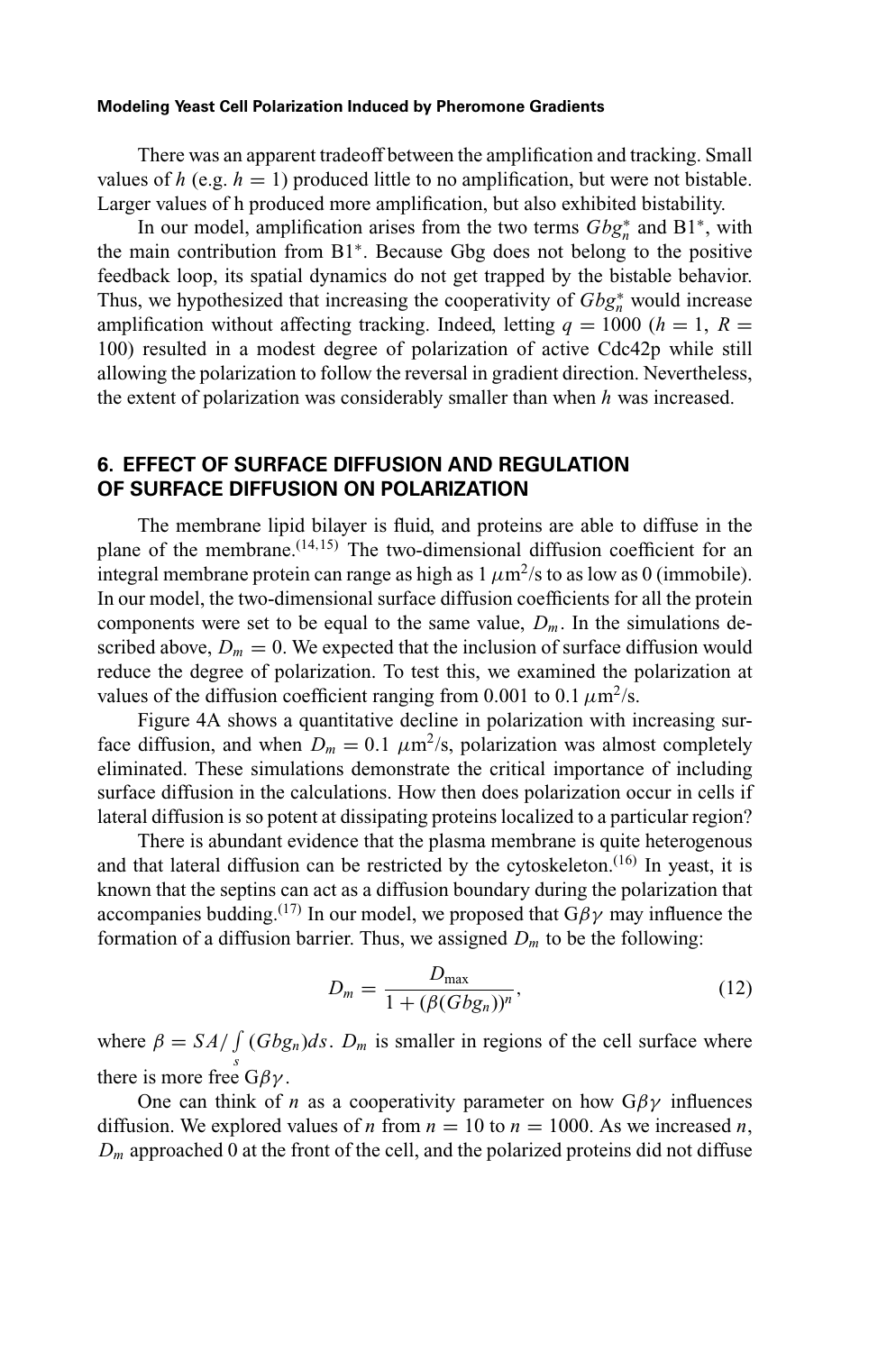There was an apparent tradeoff between the amplification and tracking. Small values of $h$ (e.g. $h = 1$) produced little to no amplification, but were not bistable. Larger values of h produced more amplification, but also exhibited bistability.

In our model, amplification arises from the two terms $Gbg_n^*$ and B1*, with the main contribution from B1*. Because Gbg does not belong to the positive feedback loop, its spatial dynamics do not get trapped by the bistable behavior. Thus, we hypothesized that increasing the cooperativity of $Gbg_n^*$ would increase amplification without affecting tracking. Indeed, letting $q = 1000$ ($h = 1$, $R = 100$) resulted in a modest degree of polarization of active Cdc42p while still allowing the polarization to follow the reversal in gradient direction. Nevertheless, the extent of polarization was considerably smaller than when $h$ was increased.

## 6. EFFECT OF SURFACE DIFFUSION AND REGULATION OF SURFACE DIFFUSION ON POLARIZATION

The membrane lipid bilayer is fluid, and proteins are able to diffuse in the plane of the membrane.[14,15] The two-dimensional diffusion coefficient for an integral membrane protein can range as high as 1 $\mu$m$^2$/s to as low as 0 (immobile). In our model, the two-dimensional surface diffusion coefficients for all the protein components were set to be equal to the same value, $D_m$. In the simulations described above, $D_m = 0$. We expected that the inclusion of surface diffusion would reduce the degree of polarization. To test this, we examined the polarization at values of the diffusion coefficient ranging from 0.001 to 0.1 $\mu$m$^2$/s.

Figure 4A shows a quantitative decline in polarization with increasing surface diffusion, and when $D_m = 0.1$ $\mu$m$^2$/s, polarization was almost completely eliminated. These simulations demonstrate the critical importance of including surface diffusion in the calculations. How then does polarization occur in cells if lateral diffusion is so potent at dissipating proteins localized to a particular region?

There is abundant evidence that the plasma membrane is quite heterogenous and that lateral diffusion can be restricted by the cytoskeleton.[16] In yeast, it is known that the septins can act as a diffusion boundary during the polarization that accompanies budding.[17] In our model, we proposed that G$\beta\gamma$ may influence the formation of a diffusion barrier. Thus, we assigned $D_m$ to be the following:

$$D_m = \frac{D_{\max}}{1 + (\beta(Gbg_n))^n}, \tag{12}$$

where $\beta = SA/\int_s (Gbg_n)ds$. $D_m$ is smaller in regions of the cell surface where there is more free G$\beta\gamma$.

One can think of $n$ as a cooperativity parameter on how G$\beta\gamma$ influences diffusion. We explored values of $n$ from $n = 10$ to $n = 1000$. As we increased $n$, $D_m$ approached 0 at the front of the cell, and the polarized proteins did not diffuse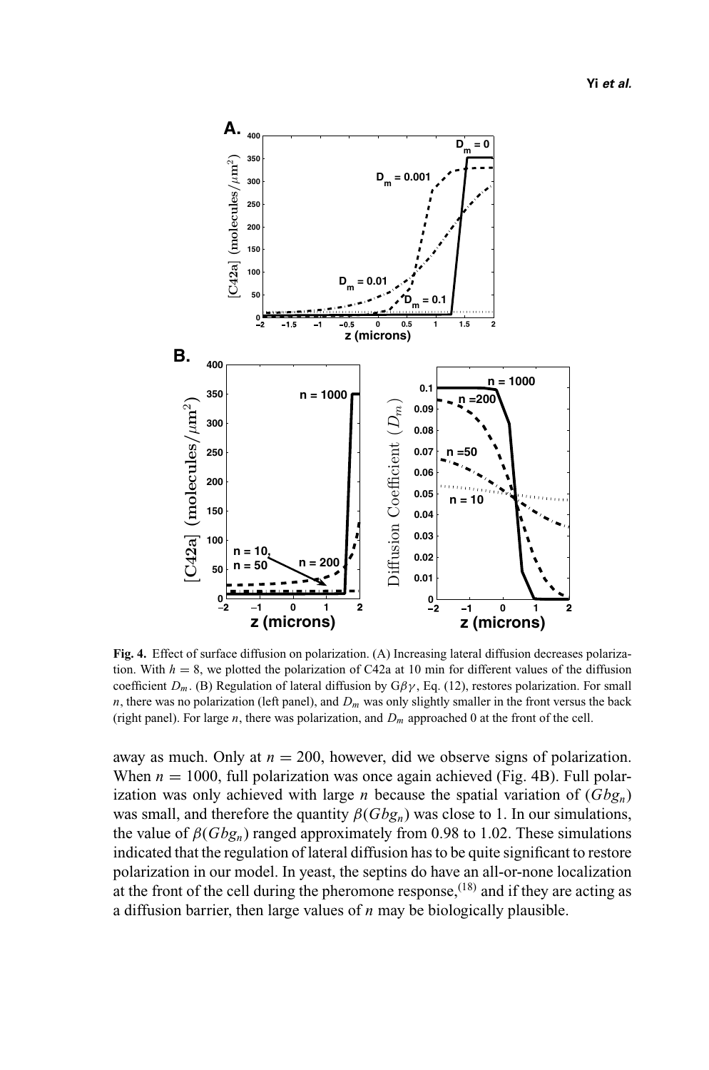**Fig. 4.** Effect of surface diffusion on polarization. (A) Increasing lateral diffusion decreases polarization. With $h = 8$, we plotted the polarization of C42a at 10 min for different values of the diffusion coefficient $D_m$. (B) Regulation of lateral diffusion by $G\beta\gamma$, Eq. (12), restores polarization. For small $n$, there was no polarization (left panel), and $D_m$ was only slightly smaller in the front versus the back (right panel). For large $n$, there was polarization, and $D_m$ approached 0 at the front of the cell.

away as much. Only at $n = 200$, however, did we observe signs of polarization. When $n = 1000$, full polarization was once again achieved (Fig. 4B). Full polarization was only achieved with large $n$ because the spatial variation of $(Gbg_n)$ was small, and therefore the quantity $\beta(Gbg_n)$ was close to 1. In our simulations, the value of $\beta(Gbg_n)$ ranged approximately from 0.98 to 1.02. These simulations indicated that the regulation of lateral diffusion has to be quite significant to restore polarization in our model. In yeast, the septins do have an all-or-none localization at the front of the cell during the pheromone response,[18] and if they are acting as a diffusion barrier, then large values of $n$ may be biologically plausible.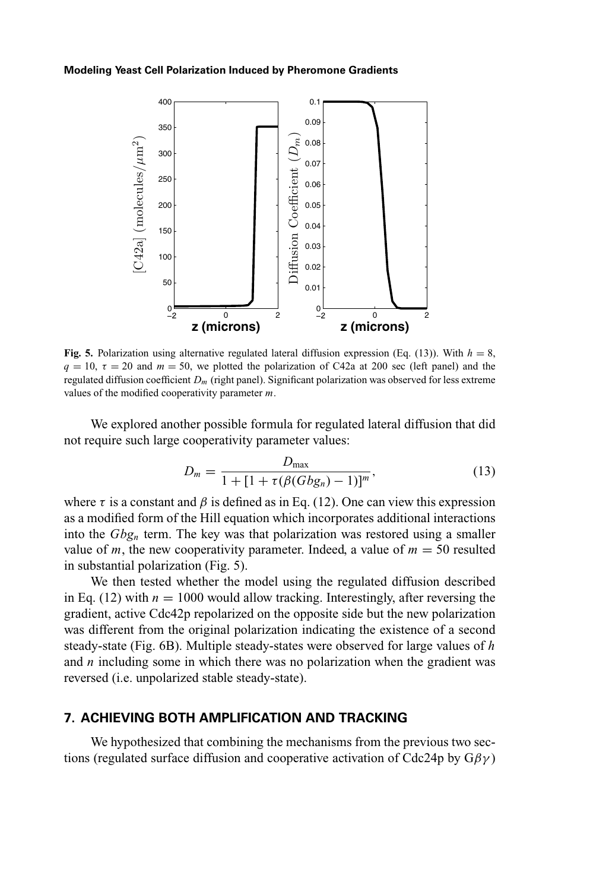**Fig. 5.** Polarization using alternative regulated lateral diffusion expression (Eq. (13)). With $h = 8$, $q = 10$, $\tau = 20$ and $m = 50$, we plotted the polarization of C42a at 200 sec (left panel) and the regulated diffusion coefficient $D_m$ (right panel). Significant polarization was observed for less extreme values of the modified cooperativity parameter $m$.

We explored another possible formula for regulated lateral diffusion that did not require such large cooperativity parameter values:

$$D_m = \frac{D_{\max}}{1 + [1 + \tau(\beta(Gbg_n) - 1)]^m}, \tag{13}$$

where $\tau$ is a constant and $\beta$ is defined as in Eq. (12). One can view this expression as a modified form of the Hill equation which incorporates additional interactions into the $Gbg_n$ term. The key was that polarization was restored using a smaller value of $m$, the new cooperativity parameter. Indeed, a value of $m = 50$ resulted in substantial polarization (Fig. 5).

We then tested whether the model using the regulated diffusion described in Eq. (12) with $n = 1000$ would allow tracking. Interestingly, after reversing the gradient, active Cdc42p repolarized on the opposite side but the new polarization was different from the original polarization indicating the existence of a second steady-state (Fig. 6B). Multiple steady-states were observed for large values of $h$ and $n$ including some in which there was no polarization when the gradient was reversed (i.e. unpolarized stable steady-state).

## 7. ACHIEVING BOTH AMPLIFICATION AND TRACKING

We hypothesized that combining the mechanisms from the previous two sections (regulated surface diffusion and cooperative activation of Cdc24p by $G\beta\gamma$)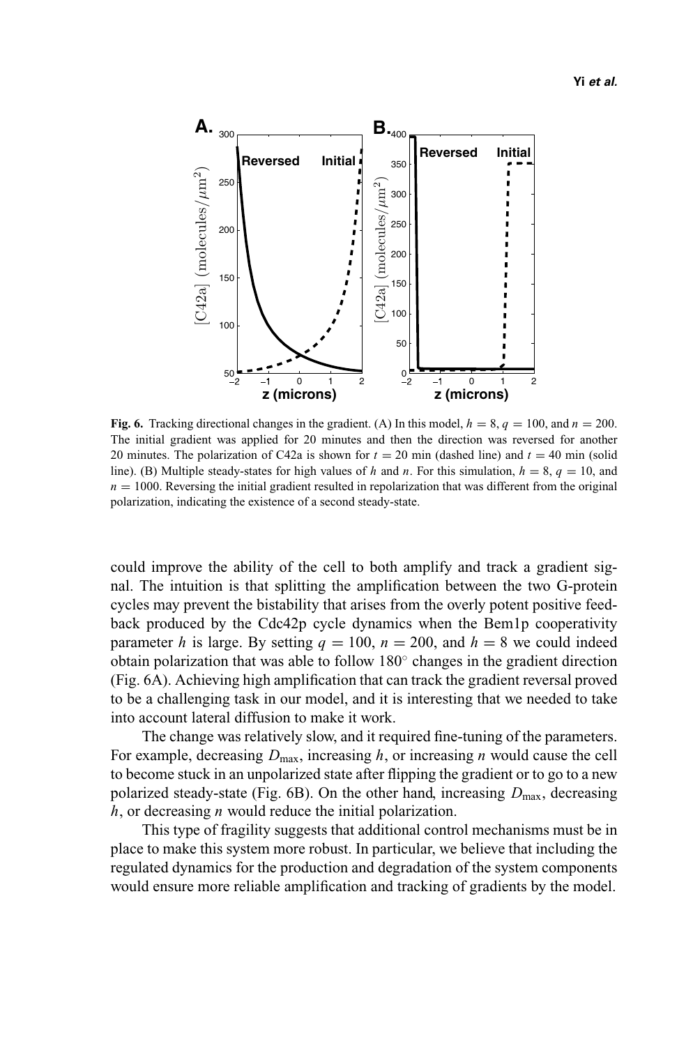**Fig. 6.** Tracking directional changes in the gradient. (A) In this model, $h = 8$, $q = 100$, and $n = 200$. The initial gradient was applied for 20 minutes and then the direction was reversed for another 20 minutes. The polarization of C42a is shown for $t = 20$ min (dashed line) and $t = 40$ min (solid line). (B) Multiple steady-states for high values of $h$ and $n$. For this simulation, $h = 8$, $q = 10$, and $n = 1000$. Reversing the initial gradient resulted in repolarization that was different from the original polarization, indicating the existence of a second steady-state.

could improve the ability of the cell to both amplify and track a gradient signal. The intuition is that splitting the amplification between the two G-protein cycles may prevent the bistability that arises from the overly potent positive feedback produced by the Cdc42p cycle dynamics when the Bem1p cooperativity parameter $h$ is large. By setting $q = 100$, $n = 200$, and $h = 8$ we could indeed obtain polarization that was able to follow 180° changes in the gradient direction (Fig. 6A). Achieving high amplification that can track the gradient reversal proved to be a challenging task in our model, and it is interesting that we needed to take into account lateral diffusion to make it work.

The change was relatively slow, and it required fine-tuning of the parameters. For example, decreasing $D_{\max}$, increasing $h$, or increasing $n$ would cause the cell to become stuck in an unpolarized state after flipping the gradient or to go to a new polarized steady-state (Fig. 6B). On the other hand, increasing $D_{\max}$, decreasing $h$, or decreasing $n$ would reduce the initial polarization.

This type of fragility suggests that additional control mechanisms must be in place to make this system more robust. In particular, we believe that including the regulated dynamics for the production and degradation of the system components would ensure more reliable amplification and tracking of gradients by the model.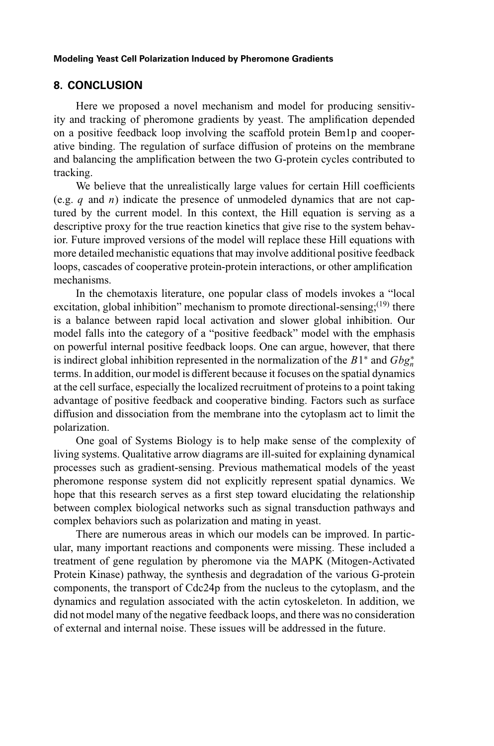## 8. CONCLUSION

Here we proposed a novel mechanism and model for producing sensitivity and tracking of pheromone gradients by yeast. The amplification depended on a positive feedback loop involving the scaffold protein Bem1p and cooperative binding. The regulation of surface diffusion of proteins on the membrane and balancing the amplification between the two G-protein cycles contributed to tracking.

We believe that the unrealistically large values for certain Hill coefficients (e.g. $q$ and $n$) indicate the presence of unmodeled dynamics that are not captured by the current model. In this context, the Hill equation is serving as a descriptive proxy for the true reaction kinetics that give rise to the system behavior. Future improved versions of the model will replace these Hill equations with more detailed mechanistic equations that may involve additional positive feedback loops, cascades of cooperative protein-protein interactions, or other amplification mechanisms.

In the chemotaxis literature, one popular class of models invokes a "local excitation, global inhibition" mechanism to promote directional-sensing;[19] there is a balance between rapid local activation and slower global inhibition. Our model falls into the category of a "positive feedback" model with the emphasis on powerful internal positive feedback loops. One can argue, however, that there is indirect global inhibition represented in the normalization of the $B1^*$ and $Gbg_n^*$ terms. In addition, our model is different because it focuses on the spatial dynamics at the cell surface, especially the localized recruitment of proteins to a point taking advantage of positive feedback and cooperative binding. Factors such as surface diffusion and dissociation from the membrane into the cytoplasm act to limit the polarization.

One goal of Systems Biology is to help make sense of the complexity of living systems. Qualitative arrow diagrams are ill-suited for explaining dynamical processes such as gradient-sensing. Previous mathematical models of the yeast pheromone response system did not explicitly represent spatial dynamics. We hope that this research serves as a first step toward elucidating the relationship between complex biological networks such as signal transduction pathways and complex behaviors such as polarization and mating in yeast.

There are numerous areas in which our models can be improved. In particular, many important reactions and components were missing. These included a treatment of gene regulation by pheromone via the MAPK (Mitogen-Activated Protein Kinase) pathway, the synthesis and degradation of the various G-protein components, the transport of Cdc24p from the nucleus to the cytoplasm, and the dynamics and regulation associated with the actin cytoskeleton. In addition, we did not model many of the negative feedback loops, and there was no consideration of external and internal noise. These issues will be addressed in the future.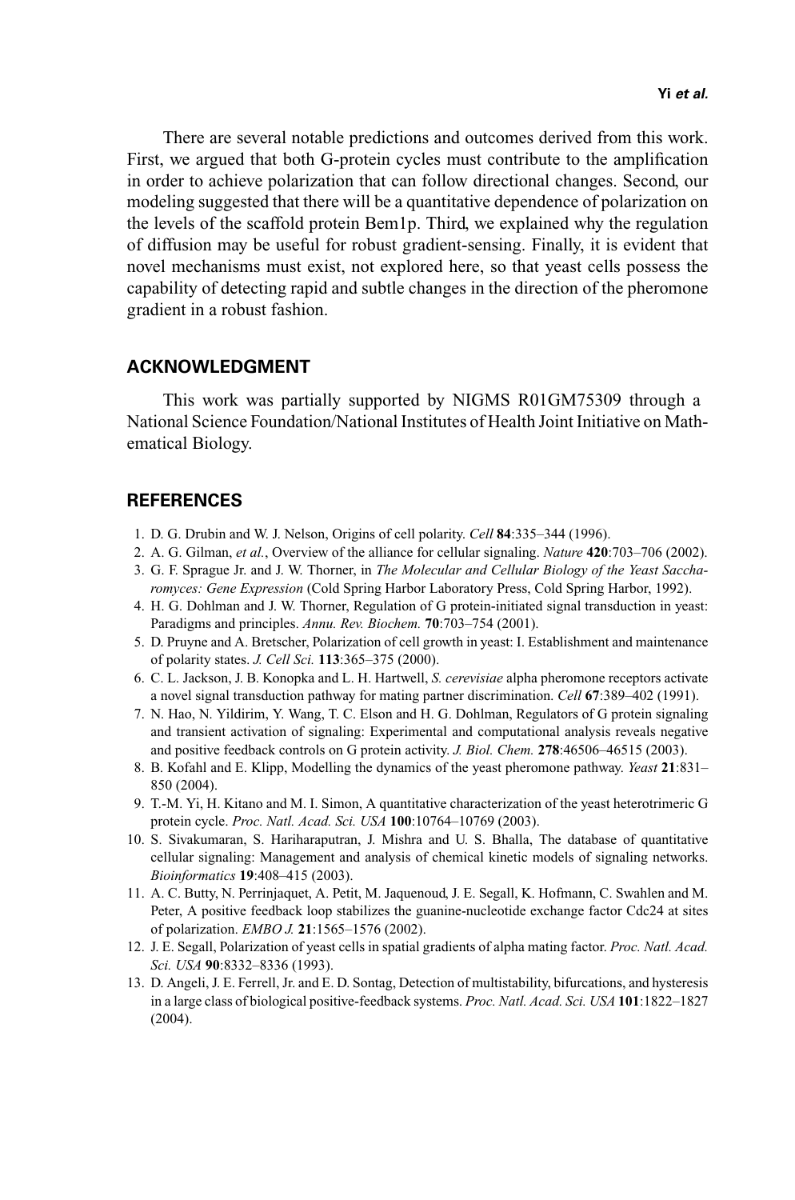There are several notable predictions and outcomes derived from this work. First, we argued that both G-protein cycles must contribute to the amplification in order to achieve polarization that can follow directional changes. Second, our modeling suggested that there will be a quantitative dependence of polarization on the levels of the scaffold protein Bem1p. Third, we explained why the regulation of diffusion may be useful for robust gradient-sensing. Finally, it is evident that novel mechanisms must exist, not explored here, so that yeast cells possess the capability of detecting rapid and subtle changes in the direction of the pheromone gradient in a robust fashion.

## ACKNOWLEDGMENT

This work was partially supported by NIGMS R01GM75309 through a National Science Foundation/National Institutes of Health Joint Initiative on Mathematical Biology.

## REFERENCES

1. D. G. Drubin and W. J. Nelson, Origins of cell polarity. *Cell* **84**:335–344 (1996).
2. A. G. Gilman, *et al.*, Overview of the alliance for cellular signaling. *Nature* **420**:703–706 (2002).
3. G. F. Sprague Jr. and J. W. Thorner, in *The Molecular and Cellular Biology of the Yeast Saccharomyces: Gene Expression* (Cold Spring Harbor Laboratory Press, Cold Spring Harbor, 1992).
4. H. G. Dohlman and J. W. Thorner, Regulation of G protein-initiated signal transduction in yeast: Paradigms and principles. *Annu. Rev. Biochem.* **70**:703–754 (2001).
5. D. Pruyne and A. Bretscher, Polarization of cell growth in yeast: I. Establishment and maintenance of polarity states. *J. Cell Sci.* **113**:365–375 (2000).
6. C. L. Jackson, J. B. Konopka and L. H. Hartwell, *S. cerevisiae* alpha pheromone receptors activate a novel signal transduction pathway for mating partner discrimination. *Cell* **67**:389–402 (1991).
7. N. Hao, N. Yildirim, Y. Wang, T. C. Elson and H. G. Dohlman, Regulators of G protein signaling and transient activation of signaling: Experimental and computational analysis reveals negative and positive feedback controls on G protein activity. *J. Biol. Chem.* **278**:46506–46515 (2003).
8. B. Kofahl and E. Klipp, Modelling the dynamics of the yeast pheromone pathway. *Yeast* **21**:831–850 (2004).
9. T.-M. Yi, H. Kitano and M. I. Simon, A quantitative characterization of the yeast heterotrimeric G protein cycle. *Proc. Natl. Acad. Sci. USA* **100**:10764–10769 (2003).
10. S. Sivakumaran, S. Hariharaputran, J. Mishra and U. S. Bhalla, The database of quantitative cellular signaling: Management and analysis of chemical kinetic models of signaling networks. *Bioinformatics* **19**:408–415 (2003).
11. A. C. Butty, N. Perrinjaquet, A. Petit, M. Jaquenoud, J. E. Segall, K. Hofmann, C. Swahlen and M. Peter, A positive feedback loop stabilizes the guanine-nucleotide exchange factor Cdc24 at sites of polarization. *EMBO J.* **21**:1565–1576 (2002).
12. J. E. Segall, Polarization of yeast cells in spatial gradients of alpha mating factor. *Proc. Natl. Acad. Sci. USA* **90**:8332–8336 (1993).
13. D. Angeli, J. E. Ferrell, Jr. and E. D. Sontag, Detection of multistability, bifurcations, and hysteresis in a large class of biological positive-feedback systems. *Proc. Natl. Acad. Sci. USA* **101**:1822–1827 (2004).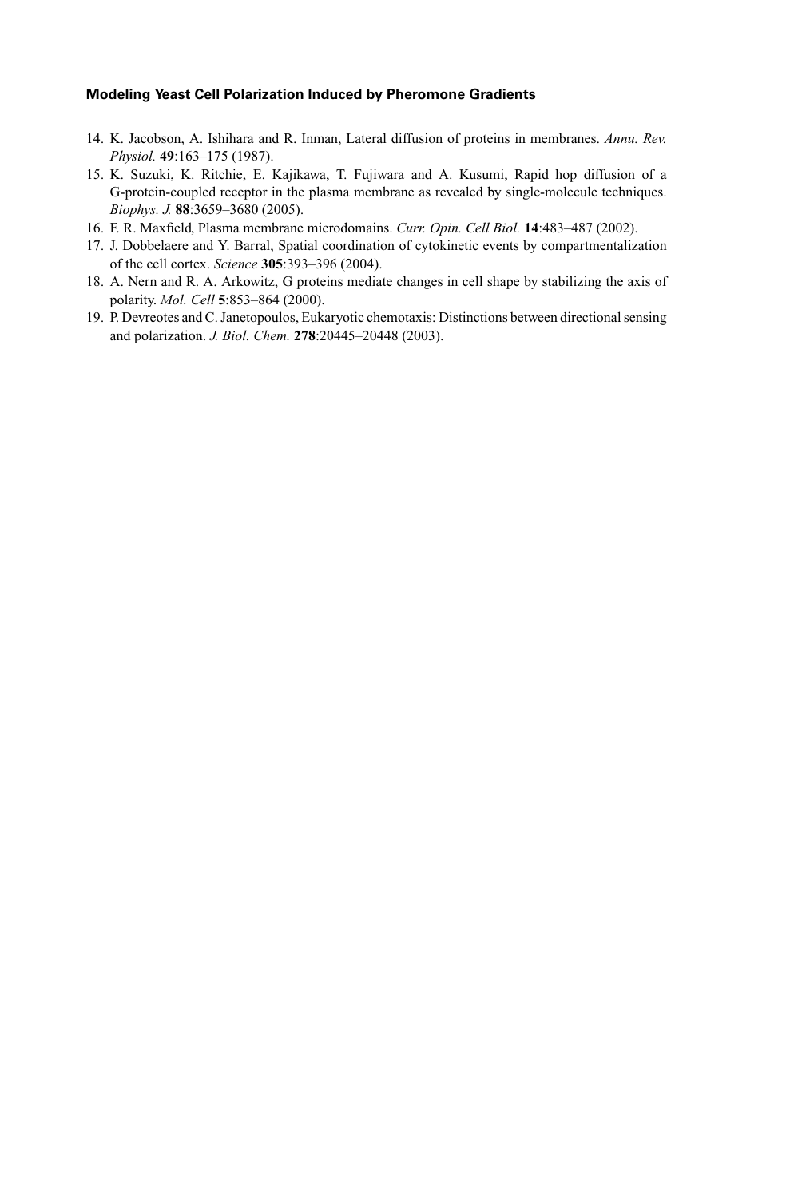14. K. Jacobson, A. Ishihara and R. Inman, Lateral diffusion of proteins in membranes. *Annu. Rev. Physiol.* **49**:163–175 (1987).
15. K. Suzuki, K. Ritchie, E. Kajikawa, T. Fujiwara and A. Kusumi, Rapid hop diffusion of a G-protein-coupled receptor in the plasma membrane as revealed by single-molecule techniques. *Biophys. J.* **88**:3659–3680 (2005).
16. F. R. Maxfield, Plasma membrane microdomains. *Curr. Opin. Cell Biol.* **14**:483–487 (2002).
17. J. Dobbelaere and Y. Barral, Spatial coordination of cytokinetic events by compartmentalization of the cell cortex. *Science* **305**:393–396 (2004).
18. A. Nern and R. A. Arkowitz, G proteins mediate changes in cell shape by stabilizing the axis of polarity. *Mol. Cell* **5**:853–864 (2000).
19. P. Devreotes and C. Janetopoulos, Eukaryotic chemotaxis: Distinctions between directional sensing and polarization. *J. Biol. Chem.* **278**:20445–20448 (2003).